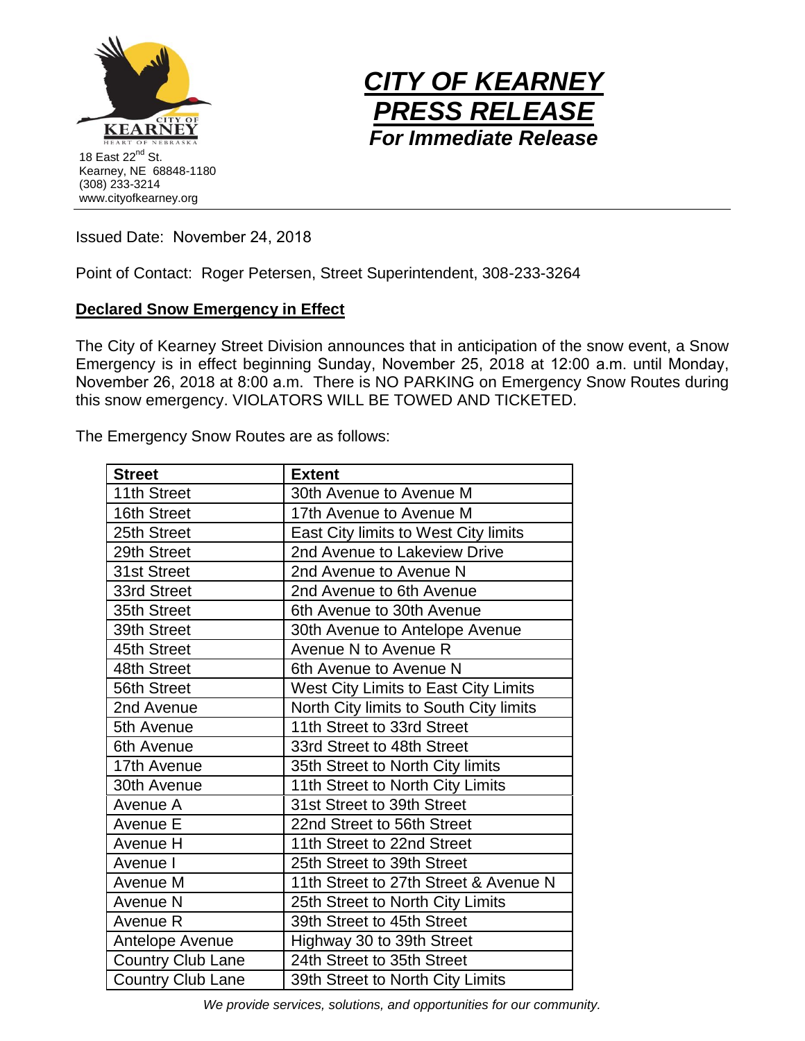18 East 22nd St.
Kearney, NE 68848-1180
(308) 233-3214
www.cityofkearney.org

# CITY OF KEARNEY PRESS RELEASE

***For Immediate Release***

Issued Date: November 24, 2018

Point of Contact: Roger Petersen, Street Superintendent, 308-233-3264

## Declared Snow Emergency in Effect

The City of Kearney Street Division announces that in anticipation of the snow event, a Snow Emergency is in effect beginning Sunday, November 25, 2018 at 12:00 a.m. until Monday, November 26, 2018 at 8:00 a.m. There is NO PARKING on Emergency Snow Routes during this snow emergency. VIOLATORS WILL BE TOWED AND TICKETED.

The Emergency Snow Routes are as follows:

| Street | Extent |
|---|---|
| 11th Street | 30th Avenue to Avenue M |
| 16th Street | 17th Avenue to Avenue M |
| 25th Street | East City limits to West City limits |
| 29th Street | 2nd Avenue to Lakeview Drive |
| 31st Street | 2nd Avenue to Avenue N |
| 33rd Street | 2nd Avenue to 6th Avenue |
| 35th Street | 6th Avenue to 30th Avenue |
| 39th Street | 30th Avenue to Antelope Avenue |
| 45th Street | Avenue N to Avenue R |
| 48th Street | 6th Avenue to Avenue N |
| 56th Street | West City Limits to East City Limits |
| 2nd Avenue | North City limits to South City limits |
| 5th Avenue | 11th Street to 33rd Street |
| 6th Avenue | 33rd Street to 48th Street |
| 17th Avenue | 35th Street to North City limits |
| 30th Avenue | 11th Street to North City Limits |
| Avenue A | 31st Street to 39th Street |
| Avenue E | 22nd Street to 56th Street |
| Avenue H | 11th Street to 22nd Street |
| Avenue I | 25th Street to 39th Street |
| Avenue M | 11th Street to 27th Street & Avenue N |
| Avenue N | 25th Street to North City Limits |
| Avenue R | 39th Street to 45th Street |
| Antelope Avenue | Highway 30 to 39th Street |
| Country Club Lane | 24th Street to 35th Street |
| Country Club Lane | 39th Street to North City Limits |

*We provide services, solutions, and opportunities for our community.*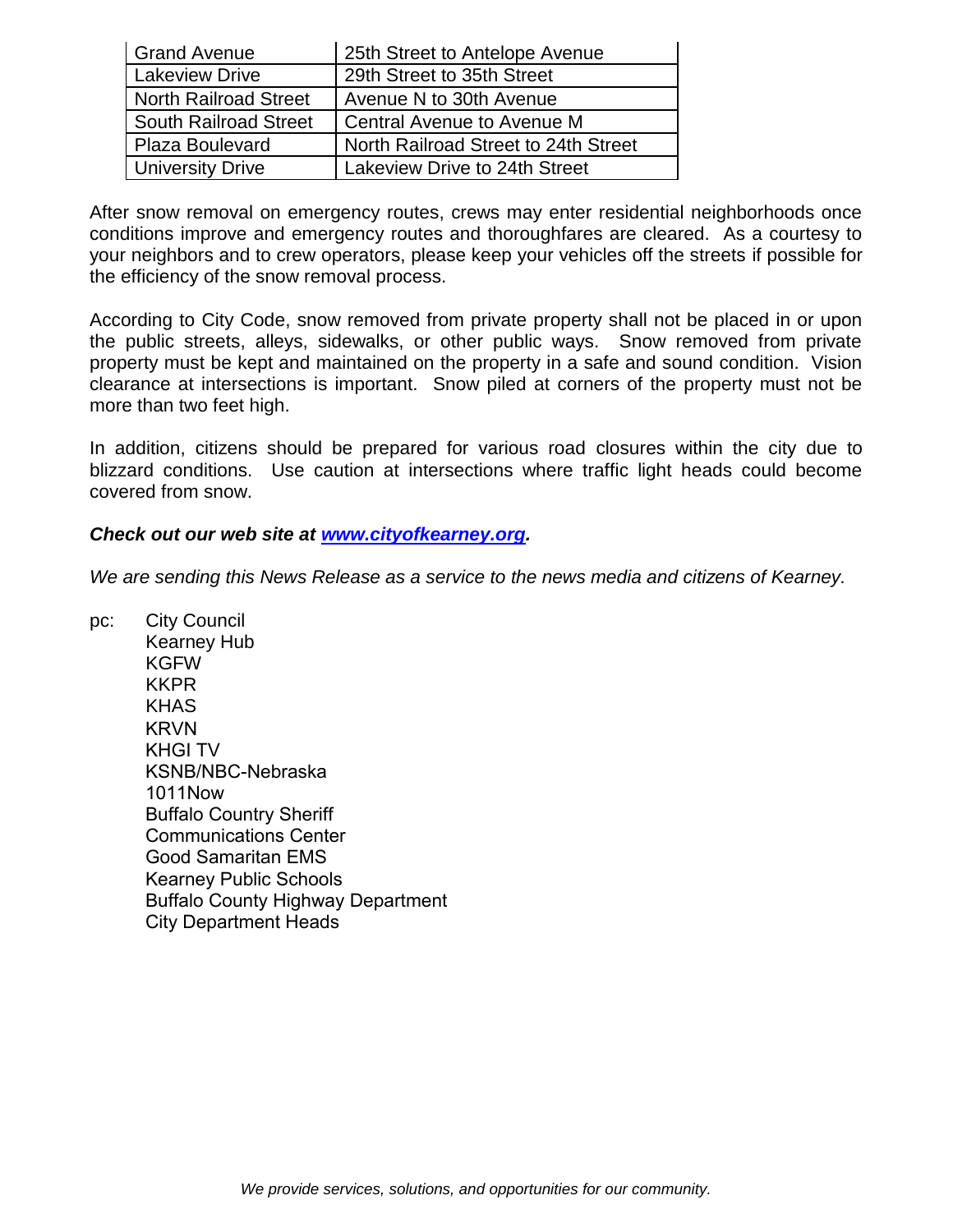| | |
|---|---|
| Grand Avenue | 25th Street to Antelope Avenue |
| Lakeview Drive | 29th Street to 35th Street |
| North Railroad Street | Avenue N to 30th Avenue |
| South Railroad Street | Central Avenue to Avenue M |
| Plaza Boulevard | North Railroad Street to 24th Street |
| University Drive | Lakeview Drive to 24th Street |

After snow removal on emergency routes, crews may enter residential neighborhoods once conditions improve and emergency routes and thoroughfares are cleared. As a courtesy to your neighbors and to crew operators, please keep your vehicles off the streets if possible for the efficiency of the snow removal process.

According to City Code, snow removed from private property shall not be placed in or upon the public streets, alleys, sidewalks, or other public ways. Snow removed from private property must be kept and maintained on the property in a safe and sound condition. Vision clearance at intersections is important. Snow piled at corners of the property must not be more than two feet high.

In addition, citizens should be prepared for various road closures within the city due to blizzard conditions. Use caution at intersections where traffic light heads could become covered from snow.

***Check out our web site at [www.cityofkearney.org](http://www.cityofkearney.org).***

*We are sending this News Release as a service to the news media and citizens of Kearney.*

pc: City Council
Kearney Hub
KGFW
KKPR
KHAS
KRVN
KHGI TV
KSNB/NBC-Nebraska
1011Now
Buffalo Country Sheriff
Communications Center
Good Samaritan EMS
Kearney Public Schools
Buffalo County Highway Department
City Department Heads

*We provide services, solutions, and opportunities for our community.*